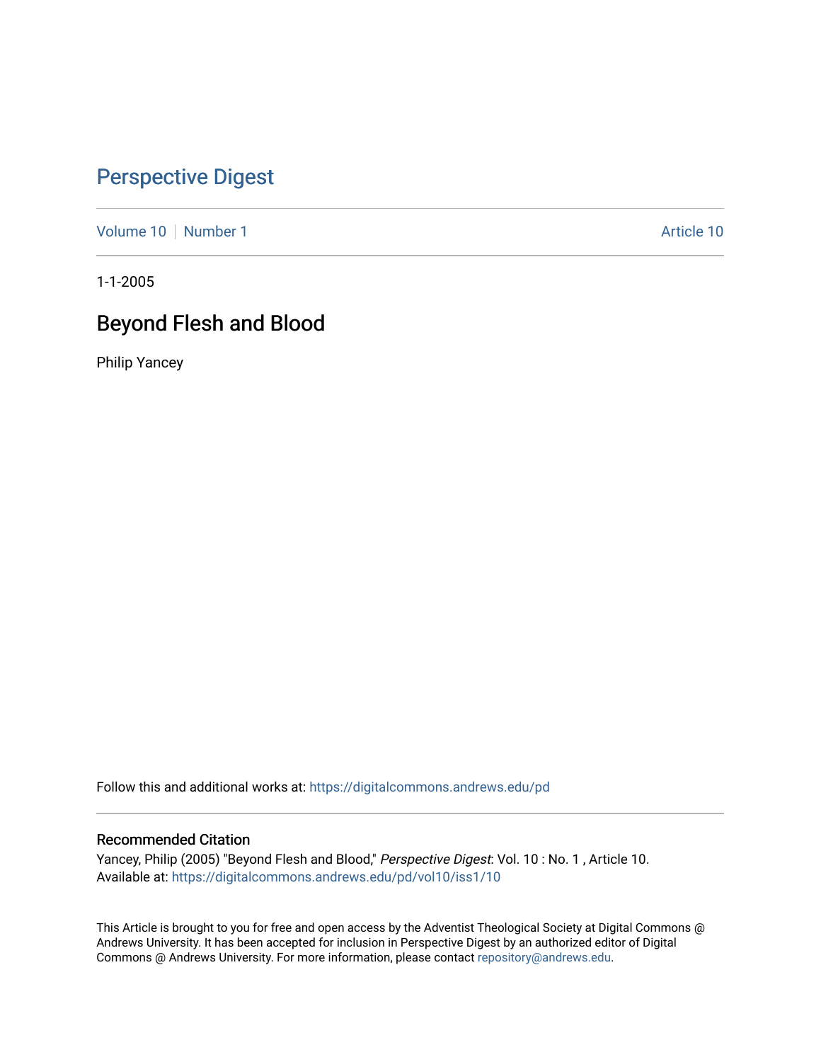# Perspective Digest

Volume 10 | Number 1 | Article 10

1-1-2005

## Beyond Flesh and Blood

Philip Yancey

Follow this and additional works at: https://digitalcommons.andrews.edu/pd

### Recommended Citation

Yancey, Philip (2005) "Beyond Flesh and Blood," *Perspective Digest*: Vol. 10 : No. 1 , Article 10.
Available at: https://digitalcommons.andrews.edu/pd/vol10/iss1/10

This Article is brought to you for free and open access by the Adventist Theological Society at Digital Commons @ Andrews University. It has been accepted for inclusion in Perspective Digest by an authorized editor of Digital Commons @ Andrews University. For more information, please contact repository@andrews.edu.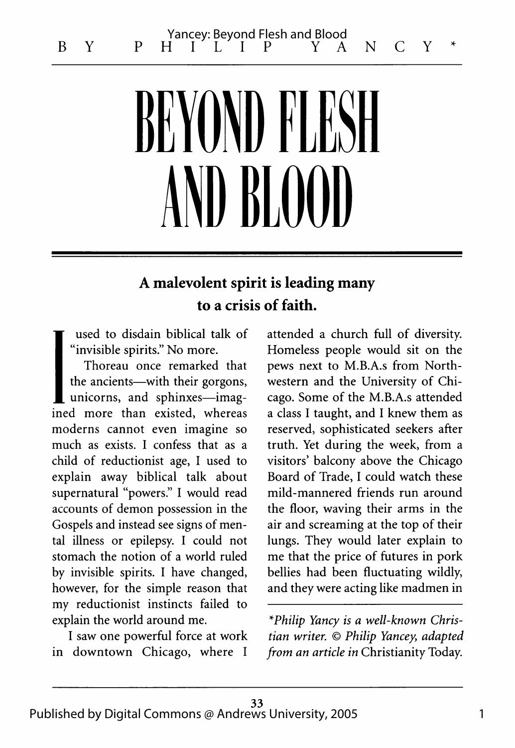BY PHILIP YANCY*

# BEYOND FLESH AND BLOOD

**A malevolent spirit is leading many to a crisis of faith.**

I used to disdain biblical talk of "invisible spirits." No more.

Thoreau once remarked that the ancients—with their gorgons, unicorns, and sphinxes—imagined more than existed, whereas moderns cannot even imagine so much as exists. I confess that as a child of reductionist age, I used to explain away biblical talk about supernatural "powers." I would read accounts of demon possession in the Gospels and instead see signs of mental illness or epilepsy. I could not stomach the notion of a world ruled by invisible spirits. I have changed, however, for the simple reason that my reductionist instincts failed to explain the world around me.

I saw one powerful force at work in downtown Chicago, where I attended a church full of diversity. Homeless people would sit on the pews next to M.B.A.s from Northwestern and the University of Chicago. Some of the M.B.A.s attended a class I taught, and I knew them as reserved, sophisticated seekers after truth. Yet during the week, from a visitors' balcony above the Chicago Board of Trade, I could watch these mild-mannered friends run around the floor, waving their arms in the air and screaming at the top of their lungs. They would later explain to me that the price of futures in pork bellies had been fluctuating wildly, and they were acting like madmen in

---

*\*Philip Yancy is a well-known Christian writer. © Philip Yancey, adapted from an article in* Christianity Today.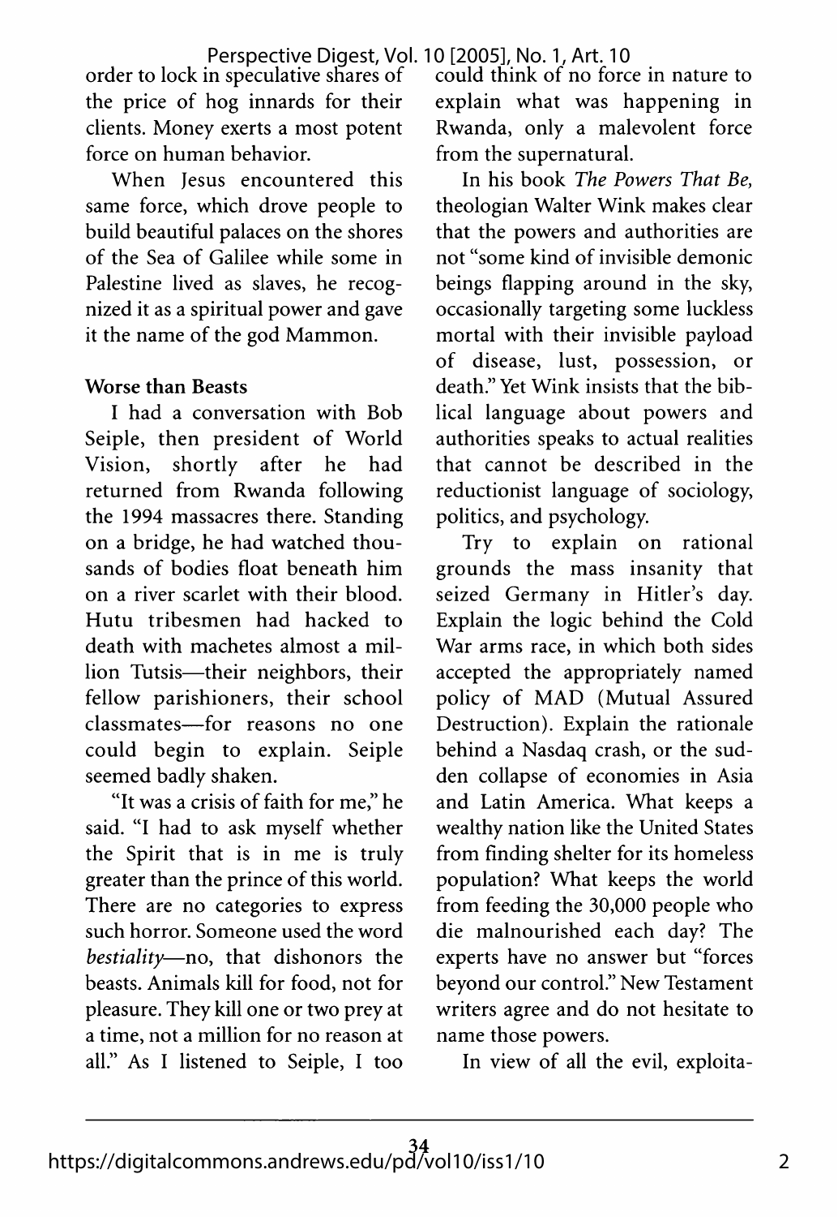order to lock in speculative shares of the price of hog innards for their clients. Money exerts a most potent force on human behavior.

When Jesus encountered this same force, which drove people to build beautiful palaces on the shores of the Sea of Galilee while some in Palestine lived as slaves, he recognized it as a spiritual power and gave it the name of the god Mammon.

**Worse than Beasts**

I had a conversation with Bob Seiple, then president of World Vision, shortly after he had returned from Rwanda following the 1994 massacres there. Standing on a bridge, he had watched thousands of bodies float beneath him on a river scarlet with their blood. Hutu tribesmen had hacked to death with machetes almost a million Tutsis—their neighbors, their fellow parishioners, their school classmates—for reasons no one could begin to explain. Seiple seemed badly shaken.

"It was a crisis of faith for me," he said. "I had to ask myself whether the Spirit that is in me is truly greater than the prince of this world. There are no categories to express such horror. Someone used the word *bestiality*—no, that dishonors the beasts. Animals kill for food, not for pleasure. They kill one or two prey at a time, not a million for no reason at all." As I listened to Seiple, I too could think of no force in nature to explain what was happening in Rwanda, only a malevolent force from the supernatural.

In his book *The Powers That Be,* theologian Walter Wink makes clear that the powers and authorities are not "some kind of invisible demonic beings flapping around in the sky, occasionally targeting some luckless mortal with their invisible payload of disease, lust, possession, or death." Yet Wink insists that the biblical language about powers and authorities speaks to actual realities that cannot be described in the reductionist language of sociology, politics, and psychology.

Try to explain on rational grounds the mass insanity that seized Germany in Hitler's day. Explain the logic behind the Cold War arms race, in which both sides accepted the appropriately named policy of MAD (Mutual Assured Destruction). Explain the rationale behind a Nasdaq crash, or the sudden collapse of economies in Asia and Latin America. What keeps a wealthy nation like the United States from finding shelter for its homeless population? What keeps the world from feeding the 30,000 people who die malnourished each day? The experts have no answer but "forces beyond our control." New Testament writers agree and do not hesitate to name those powers.

In view of all the evil, exploita-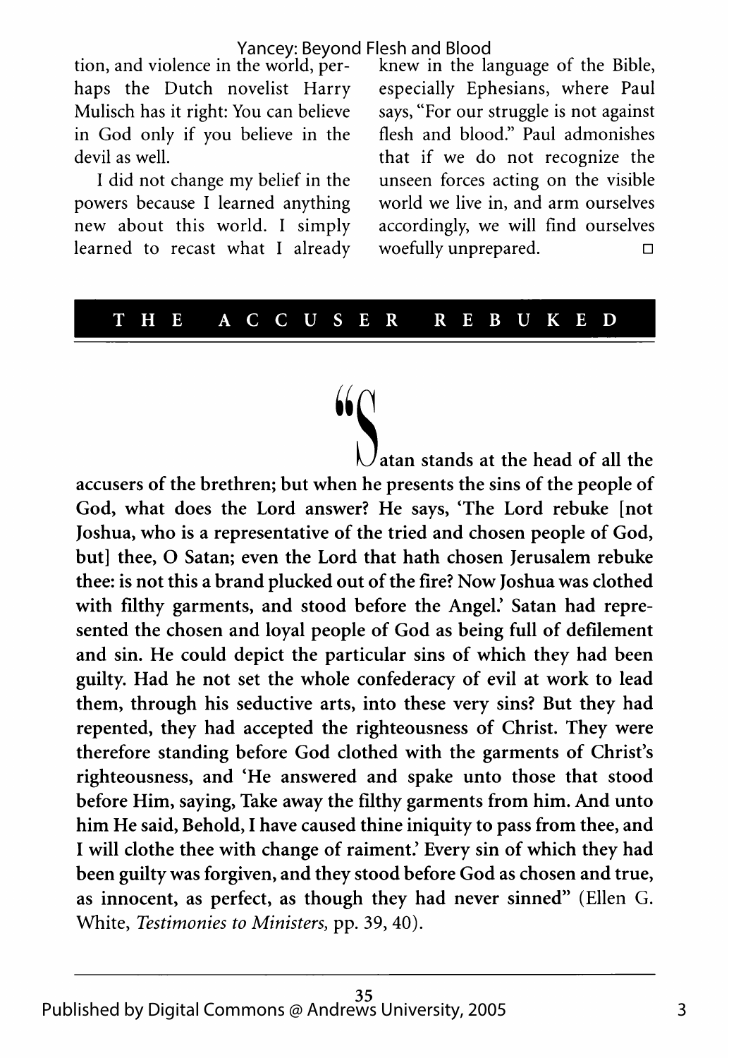tion, and violence in the world, perhaps the Dutch novelist Harry Mulisch has it right: You can believe in God only if you believe in the devil as well.

I did not change my belief in the powers because I learned anything new about this world. I simply learned to recast what I already knew in the language of the Bible, especially Ephesians, where Paul says, "For our struggle is not against flesh and blood." Paul admonishes that if we do not recognize the unseen forces acting on the visible world we live in, and arm ourselves accordingly, we will find ourselves woefully unprepared. □

## THE ACCUSER REBUKED

**"Satan stands at the head of all the accusers of the brethren; but when he presents the sins of the people of God, what does the Lord answer? He says, 'The Lord rebuke [not Joshua, who is a representative of the tried and chosen people of God, but] thee, O Satan; even the Lord that hath chosen Jerusalem rebuke thee: is not this a brand plucked out of the fire? Now Joshua was clothed with filthy garments, and stood before the Angel.' Satan had represented the chosen and loyal people of God as being full of defilement and sin. He could depict the particular sins of which they had been guilty. Had he not set the whole confederacy of evil at work to lead them, through his seductive arts, into these very sins? But they had repented, they had accepted the righteousness of Christ. They were therefore standing before God clothed with the garments of Christ's righteousness, and 'He answered and spake unto those that stood before Him, saying, Take away the filthy garments from him. And unto him He said, Behold, I have caused thine iniquity to pass from thee, and I will clothe thee with change of raiment.' Every sin of which they had been guilty was forgiven, and they stood before God as chosen and true, as innocent, as perfect, as though they had never sinned"** (Ellen G. White, *Testimonies to Ministers*, pp. 39, 40).